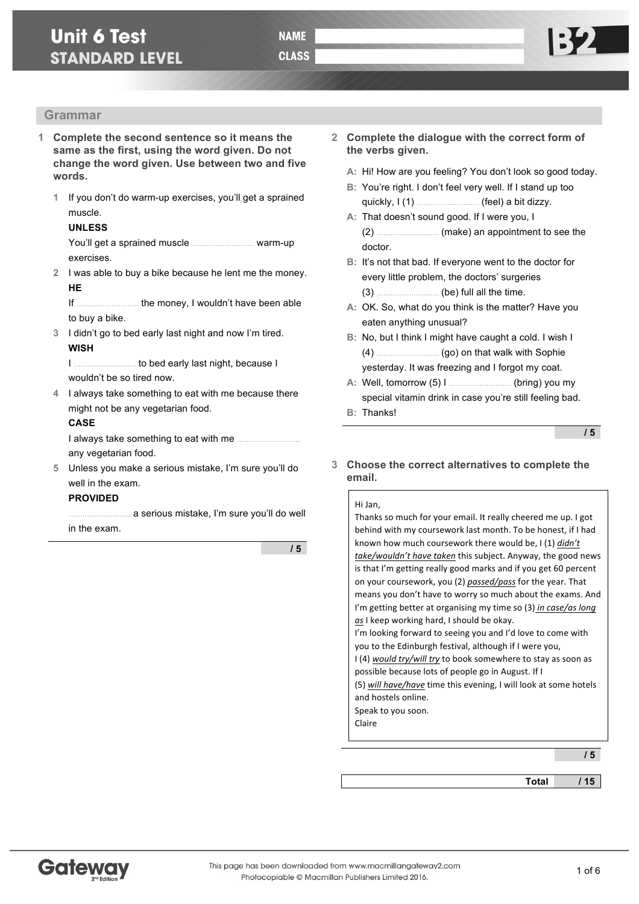# Unit 6 Test
## STANDARD LEVEL

NAME

CLASS

B2

## Grammar

**1 Complete the second sentence so it means the same as the first, using the word given. Do not change the word given. Use between two and five words.**

1. If you don't do warm-up exercises, you'll get a sprained muscle.
   **UNLESS**
   You'll get a sprained muscle .......................... warm-up exercises.
2. I was able to buy a bike because he lent me the money.
   **HE**
   If .......................... the money, I wouldn't have been able to buy a bike.
3. I didn't go to bed early last night and now I'm tired.
   **WISH**
   I .......................... to bed early last night, because I wouldn't be so tired now.
4. I always take something to eat with me because there might not be any vegetarian food.
   **CASE**
   I always take something to eat with me .......................... any vegetarian food.
5. Unless you make a serious mistake, I'm sure you'll do well in the exam.
   **PROVIDED**
   .......................... a serious mistake, I'm sure you'll do well in the exam.

**/ 5**

**2 Complete the dialogue with the correct form of the verbs given.**

**A:** Hi! How are you feeling? You don't look so good today.

**B:** You're right. I don't feel very well. If I stand up too quickly, I (1) .......................... (feel) a bit dizzy.

**A:** That doesn't sound good. If I were you, I (2) .......................... (make) an appointment to see the doctor.

**B:** It's not that bad. If everyone went to the doctor for every little problem, the doctors' surgeries (3) .......................... (be) full all the time.

**A:** OK. So, what do you think is the matter? Have you eaten anything unusual?

**B:** No, but I think I might have caught a cold. I wish I (4) .......................... (go) on that walk with Sophie yesterday. It was freezing and I forgot my coat.

**A:** Well, tomorrow (5) I .......................... (bring) you my special vitamin drink in case you're still feeling bad.

**B:** Thanks!

**/ 5**

**3 Choose the correct alternatives to complete the email.**

Hi Jan,
Thanks so much for your email. It really cheered me up. I got behind with my coursework last month. To be honest, if I had known how much coursework there would be, I (1) *didn't take/wouldn't have taken* this subject. Anyway, the good news is that I'm getting really good marks and if you get 60 percent on your coursework, you (2) *passed/pass* for the year. That means you don't have to worry so much about the exams. And I'm getting better at organising my time so (3) *in case/as long as* I keep working hard, I should be okay.
I'm looking forward to seeing you and I'd love to come with you to the Edinburgh festival, although if I were you,
I (4) *would try/will try* to book somewhere to stay as soon as possible because lots of people go in August. If I
(5) *will have/have* time this evening, I will look at some hotels and hostels online.
Speak to you soon.
Claire

**/ 5**

**Total / 15**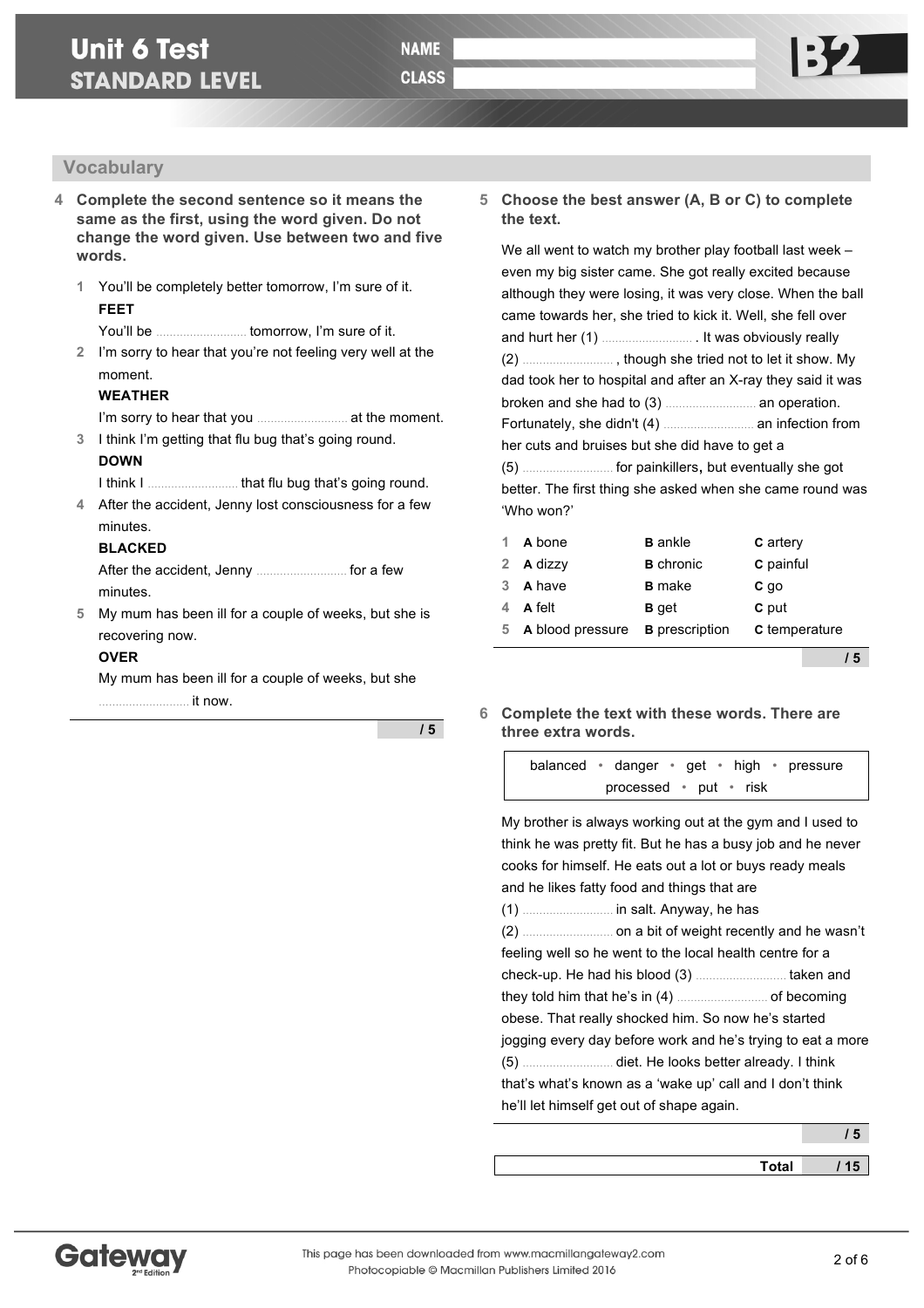# Unit 6 Test
## STANDARD LEVEL

NAME

CLASS

B2

## Vocabulary

**4 Complete the second sentence so it means the same as the first, using the word given. Do not change the word given. Use between two and five words.**

1. You'll be completely better tomorrow, I'm sure of it.
   **FEET**
   You'll be .......................... tomorrow, I'm sure of it.
2. I'm sorry to hear that you're not feeling very well at the moment.
   **WEATHER**
   I'm sorry to hear that you .......................... at the moment.
3. I think I'm getting that flu bug that's going round.
   **DOWN**
   I think I .......................... that flu bug that's going round.
4. After the accident, Jenny lost consciousness for a few minutes.
   **BLACKED**
   After the accident, Jenny .......................... for a few minutes.
5. My mum has been ill for a couple of weeks, but she is recovering now.
   **OVER**
   My mum has been ill for a couple of weeks, but she .......................... it now.

/ 5

**5 Choose the best answer (A, B or C) to complete the text.**

We all went to watch my brother play football last week – even my big sister came. She got really excited because although they were losing, it was very close. When the ball came towards her, she tried to kick it. Well, she fell over and hurt her (1) .......................... . It was obviously really (2) .......................... , though she tried not to let it show. My dad took her to hospital and after an X-ray they said it was broken and she had to (3) .......................... an operation. Fortunately, she didn't (4) .......................... an infection from her cuts and bruises but she did have to get a (5) .......................... for painkillers, but eventually she got better. The first thing she asked when she came round was 'Who won?'

| | A | B | C |
|---|---|---|---|
| 1 | **A** bone | **B** ankle | **C** artery |
| 2 | **A** dizzy | **B** chronic | **C** painful |
| 3 | **A** have | **B** make | **C** go |
| 4 | **A** felt | **B** get | **C** put |
| 5 | **A** blood pressure | **B** prescription | **C** temperature |

/ 5

**6 Complete the text with these words. There are three extra words.**

balanced • danger • get • high • pressure • processed • put • risk

My brother is always working out at the gym and I used to think he was pretty fit. But he has a busy job and he never cooks for himself. He eats out a lot or buys ready meals and he likes fatty food and things that are (1) .......................... in salt. Anyway, he has (2) .......................... on a bit of weight recently and he wasn't feeling well so he went to the local health centre for a check-up. He had his blood (3) .......................... taken and they told him that he's in (4) .......................... of becoming obese. That really shocked him. So now he's started jogging every day before work and he's trying to eat a more (5) .......................... diet. He looks better already. I think that's what's known as a 'wake up' call and I don't think he'll let himself get out of shape again.

/ 5

**Total** / 15

This page has been downloaded from www.macmillangateway2.com
Photocopiable © Macmillan Publishers Limited 2016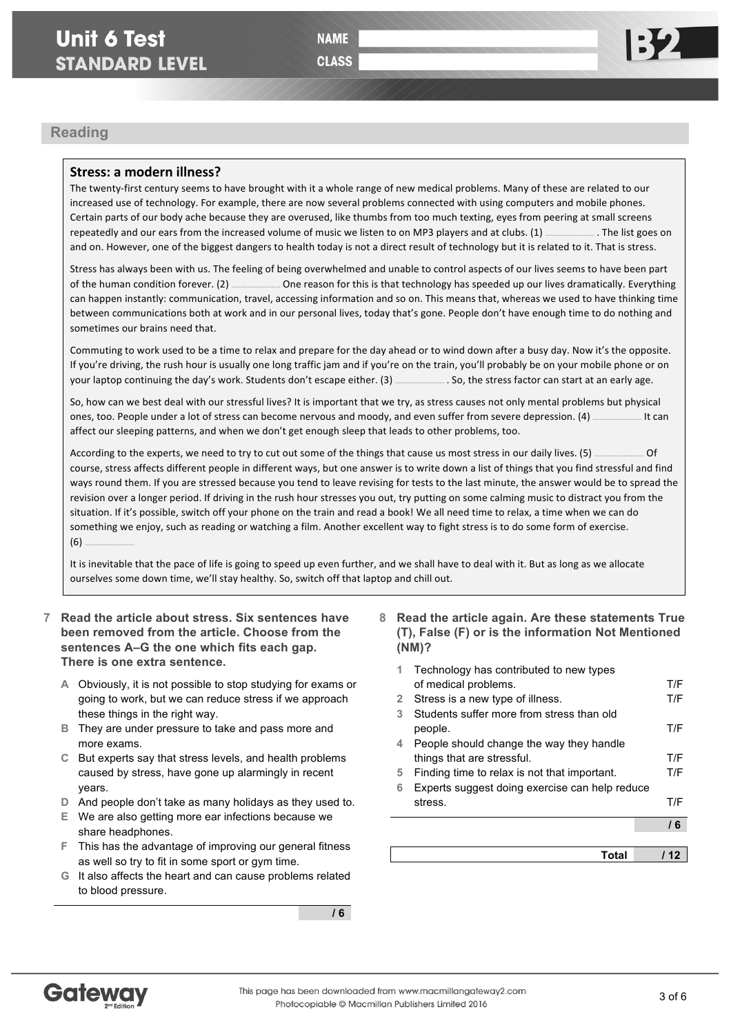# Unit 6 Test
## STANDARD LEVEL

NAME

CLASS

B2

## Reading

### Stress: a modern illness?

The twenty-first century seems to have brought with it a whole range of new medical problems. Many of these are related to our increased use of technology. For example, there are now several problems connected with using computers and mobile phones. Certain parts of our body ache because they are overused, like thumbs from too much texting, eyes from peering at small screens repeatedly and our ears from the increased volume of music we listen to on MP3 players and at clubs. (1) .......................... . The list goes on and on. However, one of the biggest dangers to health today is not a direct result of technology but it is related to it. That is stress.

Stress has always been with us. The feeling of being overwhelmed and unable to control aspects of our lives seems to have been part of the human condition forever. (2) .......................... One reason for this is that technology has speeded up our lives dramatically. Everything can happen instantly: communication, travel, accessing information and so on. This means that, whereas we used to have thinking time between communications both at work and in our personal lives, today that's gone. People don't have enough time to do nothing and sometimes our brains need that.

Commuting to work used to be a time to relax and prepare for the day ahead or to wind down after a busy day. Now it's the opposite. If you're driving, the rush hour is usually one long traffic jam and if you're on the train, you'll probably be on your mobile phone or on your laptop continuing the day's work. Students don't escape either. (3) .......................... . So, the stress factor can start at an early age.

So, how can we best deal with our stressful lives? It is important that we try, as stress causes not only mental problems but physical ones, too. People under a lot of stress can become nervous and moody, and even suffer from severe depression. (4) .......................... It can affect our sleeping patterns, and when we don't get enough sleep that leads to other problems, too.

According to the experts, we need to try to cut out some of the things that cause us most stress in our daily lives. (5) .......................... Of course, stress affects different people in different ways, but one answer is to write down a list of things that you find stressful and find ways round them. If you are stressed because you tend to leave revising for tests to the last minute, the answer would be to spread the revision over a longer period. If driving in the rush hour stresses you out, try putting on some calming music to distract you from the situation. If it's possible, switch off your phone on the train and read a book! We all need time to relax, a time when we can do something we enjoy, such as reading or watching a film. Another excellent way to fight stress is to do some form of exercise.
(6) ..........................

It is inevitable that the pace of life is going to speed up even further, and we shall have to deal with it. But as long as we allocate ourselves some down time, we'll stay healthy. So, switch off that laptop and chill out.

**7 Read the article about stress. Six sentences have been removed from the article. Choose from the sentences A–G the one which fits each gap. There is one extra sentence.**

- **A** Obviously, it is not possible to stop studying for exams or going to work, but we can reduce stress if we approach these things in the right way.
- **B** They are under pressure to take and pass more and more exams.
- **C** But experts say that stress levels, and health problems caused by stress, have gone up alarmingly in recent years.
- **D** And people don't take as many holidays as they used to.
- **E** We are also getting more ear infections because we share headphones.
- **F** This has the advantage of improving our general fitness as well so try to fit in some sport or gym time.
- **G** It also affects the heart and can cause problems related to blood pressure.

/ 6

**8 Read the article again. Are these statements True (T), False (F) or is the information Not Mentioned (NM)?**

1. Technology has contributed to new types of medical problems. T/F
2. Stress is a new type of illness. T/F
3. Students suffer more from stress than old people. T/F
4. People should change the way they handle things that are stressful. T/F
5. Finding time to relax is not that important. T/F
6. Experts suggest doing exercise can help reduce stress. T/F

/ 6

**Total** / 12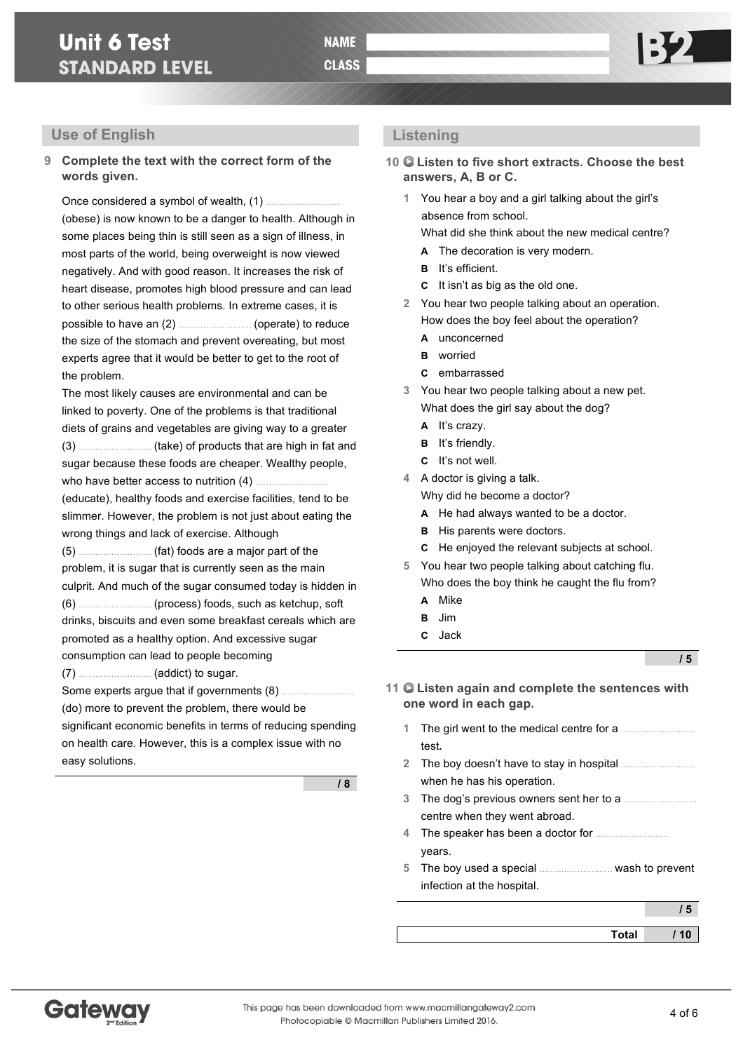# Unit 6 Test
## STANDARD LEVEL

NAME ____________________

CLASS ____________________

B2

## Use of English

**9 Complete the text with the correct form of the words given.**

Once considered a symbol of wealth, (1) .......................... (obese) is now known to be a danger to health. Although in some places being thin is still seen as a sign of illness, in most parts of the world, being overweight is now viewed negatively. And with good reason. It increases the risk of heart disease, promotes high blood pressure and can lead to other serious health problems. In extreme cases, it is possible to have an (2) .......................... (operate) to reduce the size of the stomach and prevent overeating, but most experts agree that it would be better to get to the root of the problem.

The most likely causes are environmental and can be linked to poverty. One of the problems is that traditional diets of grains and vegetables are giving way to a greater (3) .......................... (take) of products that are high in fat and sugar because these foods are cheaper. Wealthy people, who have better access to nutrition (4) .......................... (educate), healthy foods and exercise facilities, tend to be slimmer. However, the problem is not just about eating the wrong things and lack of exercise. Although (5) .......................... (fat) foods are a major part of the problem, it is sugar that is currently seen as the main culprit. And much of the sugar consumed today is hidden in (6) .......................... (process) foods, such as ketchup, soft drinks, biscuits and even some breakfast cereals which are promoted as a healthy option. And excessive sugar consumption can lead to people becoming (7) .......................... (addict) to sugar.

Some experts argue that if governments (8) .......................... (do) more to prevent the problem, there would be significant economic benefits in terms of reducing spending on health care. However, this is a complex issue with no easy solutions.

/ 8

## Listening

**10 Listen to five short extracts. Choose the best answers, A, B or C.**

1 You hear a boy and a girl talking about the girl's absence from school.
What did she think about the new medical centre?
- **A** The decoration is very modern.
- **B** It's efficient.
- **C** It isn't as big as the old one.

2 You hear two people talking about an operation.
How does the boy feel about the operation?
- **A** unconcerned
- **B** worried
- **C** embarrassed

3 You hear two people talking about a new pet.
What does the girl say about the dog?
- **A** It's crazy.
- **B** It's friendly.
- **C** It's not well.

4 A doctor is giving a talk.
Why did he become a doctor?
- **A** He had always wanted to be a doctor.
- **B** His parents were doctors.
- **C** He enjoyed the relevant subjects at school.

5 You hear two people talking about catching flu.
Who does the boy think he caught the flu from?
- **A** Mike
- **B** Jim
- **C** Jack

/ 5

**11 Listen again and complete the sentences with one word in each gap.**

1 The girl went to the medical centre for a .......................... test.

2 The boy doesn't have to stay in hospital .......................... when he has his operation.

3 The dog's previous owners sent her to a .......................... centre when they went abroad.

4 The speaker has been a doctor for .......................... years.

5 The boy used a special .......................... wash to prevent infection at the hospital.

/ 5

**Total / 10**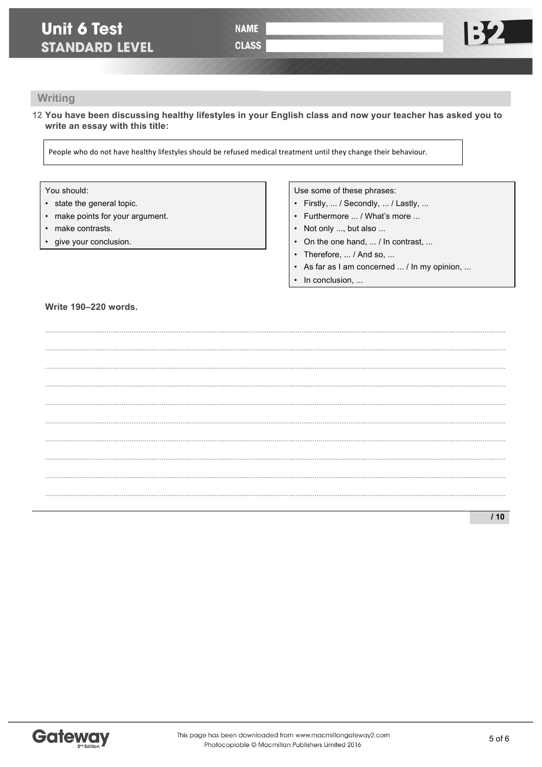# Unit 6 Test
## STANDARD LEVEL

NAME

CLASS

B2

## Writing

**12 You have been discussing healthy lifestyles in your English class and now your teacher has asked you to write an essay with this title:**

People who do not have healthy lifestyles should be refused medical treatment until they change their behaviour.

You should:

- state the general topic.
- make points for your argument.
- make contrasts.
- give your conclusion.

Use some of these phrases:

- Firstly, ... / Secondly, ... / Lastly, ...
- Furthermore ... / What's more ...
- Not only ..., but also ...
- On the one hand, ... / In contrast, ...
- Therefore, ... / And so, ...
- As far as I am concerned ... / In my opinion, ...
- In conclusion, ...

**Write 190–220 words.**

..........................................................................................................................................................................................

..........................................................................................................................................................................................

..........................................................................................................................................................................................

..........................................................................................................................................................................................

..........................................................................................................................................................................................

..........................................................................................................................................................................................

..........................................................................................................................................................................................

..........................................................................................................................................................................................

..........................................................................................................................................................................................

..........................................................................................................................................................................................

**/ 10**

This page has been downloaded from www.macmillangateway2.com
Photocopiable © Macmillan Publishers Limited 2016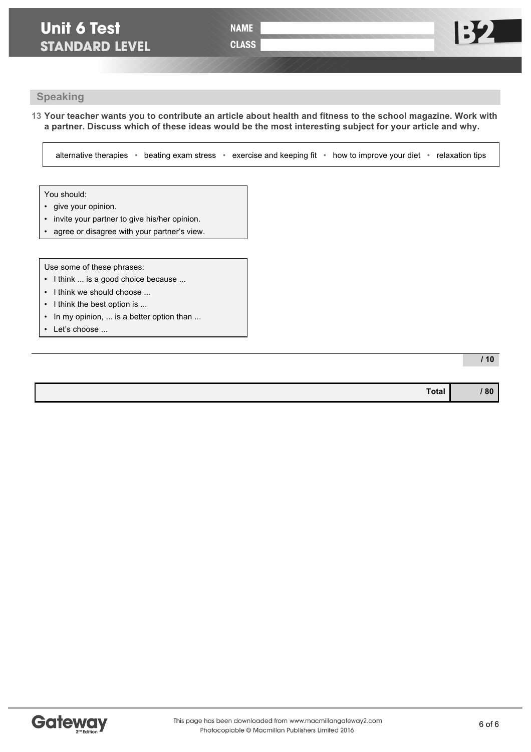## Speaking

**13 Your teacher wants you to contribute an article about health and fitness to the school magazine. Work with a partner. Discuss which of these ideas would be the most interesting subject for your article and why.**

alternative therapies • beating exam stress • exercise and keeping fit • how to improve your diet • relaxation tips

You should:

- give your opinion.
- invite your partner to give his/her opinion.
- agree or disagree with your partner's view.

Use some of these phrases:

- I think ... is a good choice because ...
- I think we should choose ...
- I think the best option is ...
- In my opinion, ... is a better option than ...
- Let's choose ...

**/ 10**

**Total / 80**